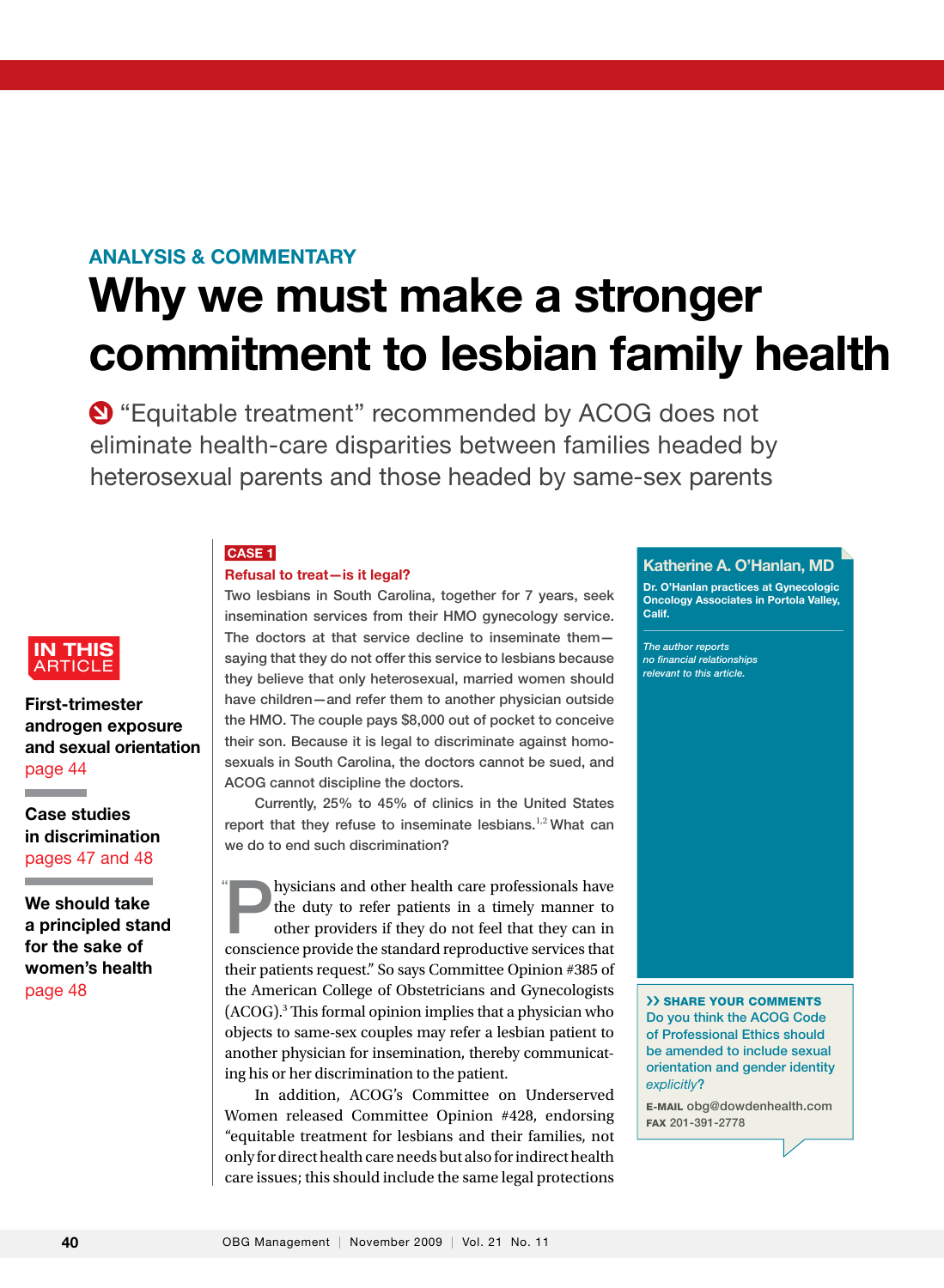ANALYSIS & COMMENTARY

# Why we must make a stronger commitment to lesbian family health

"Equitable treatment" recommended by ACOG does not eliminate health-care disparities between families headed by heterosexual parents and those headed by same-sex parents

**Katherine A. O'Hanlan, MD**

**Dr. O'Hanlan practices at Gynecologic Oncology Associates in Portola Valley, Calif.**

*The author reports no financial relationships relevant to this article.*

**IN THIS ARTICLE**

**First-trimester androgen exposure and sexual orientation** page 44

**Case studies in discrimination** pages 47 and 48

**We should take a principled stand for the sake of women's health** page 48

**CASE 1**

**Refusal to treat—is it legal?**

Two lesbians in South Carolina, together for 7 years, seek insemination services from their HMO gynecology service. The doctors at that service decline to inseminate them—saying that they do not offer this service to lesbians because they believe that only heterosexual, married women should have children—and refer them to another physician outside the HMO. The couple pays $8,000 out of pocket to conceive their son. Because it is legal to discriminate against homosexuals in South Carolina, the doctors cannot be sued, and ACOG cannot discipline the doctors.

Currently, 25% to 45% of clinics in the United States report that they refuse to inseminate lesbians.[1,2] What can we do to end such discrimination?

"Physicians and other health care professionals have the duty to refer patients in a timely manner to other providers if they do not feel that they can in conscience provide the standard reproductive services that their patients request." So says Committee Opinion #385 of the American College of Obstetricians and Gynecologists (ACOG).[3] This formal opinion implies that a physician who objects to same-sex couples may refer a lesbian patient to another physician for insemination, thereby communicating his or her discrimination to the patient.

In addition, ACOG's Committee on Underserved Women released Committee Opinion #428, endorsing "equitable treatment for lesbians and their families, not only for direct health care needs but also for indirect health care issues; this should include the same legal protections

**›› SHARE YOUR COMMENTS**

Do you think the ACOG Code of Professional Ethics should be amended to include sexual orientation and gender identity *explicitly*?

**E-MAIL** obg@dowdenhealth.com

**FAX** 201-391-2778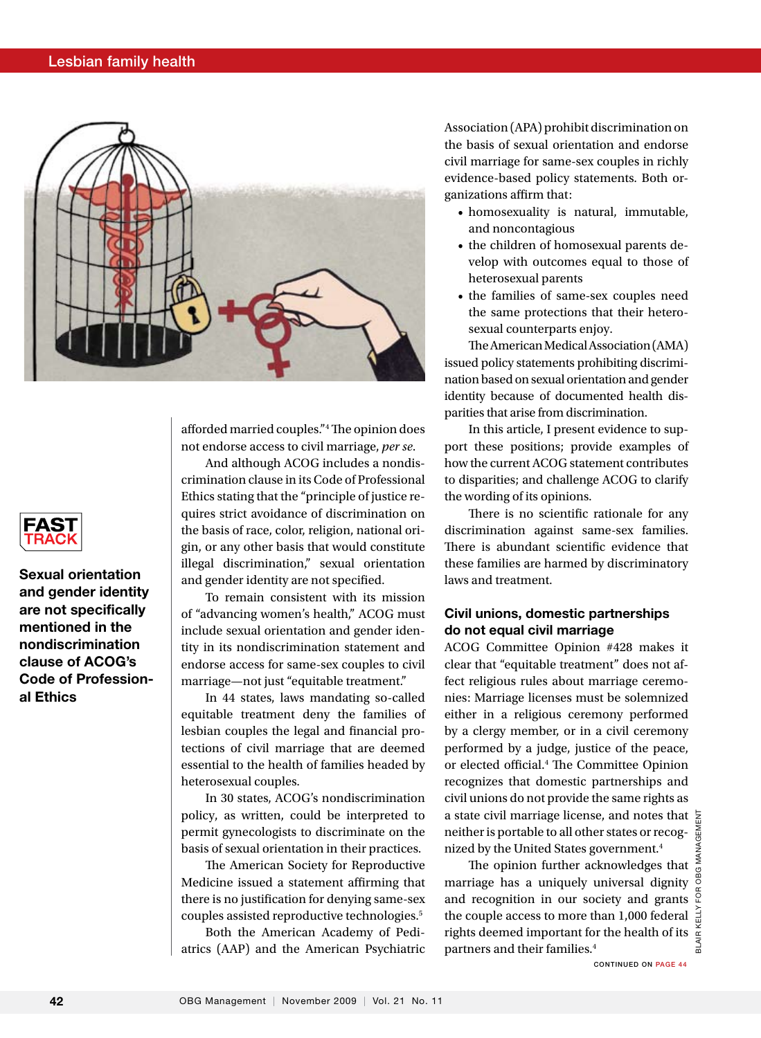afforded married couples."[4] The opinion does not endorse access to civil marriage, *per se*.

And although ACOG includes a nondiscrimination clause in its Code of Professional Ethics stating that the "principle of justice requires strict avoidance of discrimination on the basis of race, color, religion, national origin, or any other basis that would constitute illegal discrimination," sexual orientation and gender identity are not specified.

To remain consistent with its mission of "advancing women's health," ACOG must include sexual orientation and gender identity in its nondiscrimination statement and endorse access for same-sex couples to civil marriage—not just "equitable treatment."

In 44 states, laws mandating so-called equitable treatment deny the families of lesbian couples the legal and financial protections of civil marriage that are deemed essential to the health of families headed by heterosexual couples.

In 30 states, ACOG's nondiscrimination policy, as written, could be interpreted to permit gynecologists to discriminate on the basis of sexual orientation in their practices.

The American Society for Reproductive Medicine issued a statement affirming that there is no justification for denying same-sex couples assisted reproductive technologies.[5]

Both the American Academy of Pediatrics (AAP) and the American Psychiatric Association (APA) prohibit discrimination on the basis of sexual orientation and endorse civil marriage for same-sex couples in richly evidence-based policy statements. Both organizations affirm that:

- homosexuality is natural, immutable, and noncontagious
- the children of homosexual parents develop with outcomes equal to those of heterosexual parents
- the families of same-sex couples need the same protections that their heterosexual counterparts enjoy.

The American Medical Association (AMA) issued policy statements prohibiting discrimination based on sexual orientation and gender identity because of documented health disparities that arise from discrimination.

In this article, I present evidence to support these positions; provide examples of how the current ACOG statement contributes to disparities; and challenge ACOG to clarify the wording of its opinions.

There is no scientific rationale for any discrimination against same-sex families. There is abundant scientific evidence that these families are harmed by discriminatory laws and treatment.

**FAST TRACK**

**Sexual orientation and gender identity are not specifically mentioned in the nondiscrimination clause of ACOG's Code of Professional Ethics**

## Civil unions, domestic partnerships do not equal civil marriage

ACOG Committee Opinion #428 makes it clear that "equitable treatment" does not affect religious rules about marriage ceremonies: Marriage licenses must be solemnized either in a religious ceremony performed by a clergy member, or in a civil ceremony performed by a judge, justice of the peace, or elected official.[4] The Committee Opinion recognizes that domestic partnerships and civil unions do not provide the same rights as a state civil marriage license, and notes that neither is portable to all other states or recognized by the United States government.[4]

The opinion further acknowledges that marriage has a uniquely universal dignity and recognition in our society and grants the couple access to more than 1,000 federal rights deemed important for the health of its partners and their families.[4]

CONTINUED ON PAGE 44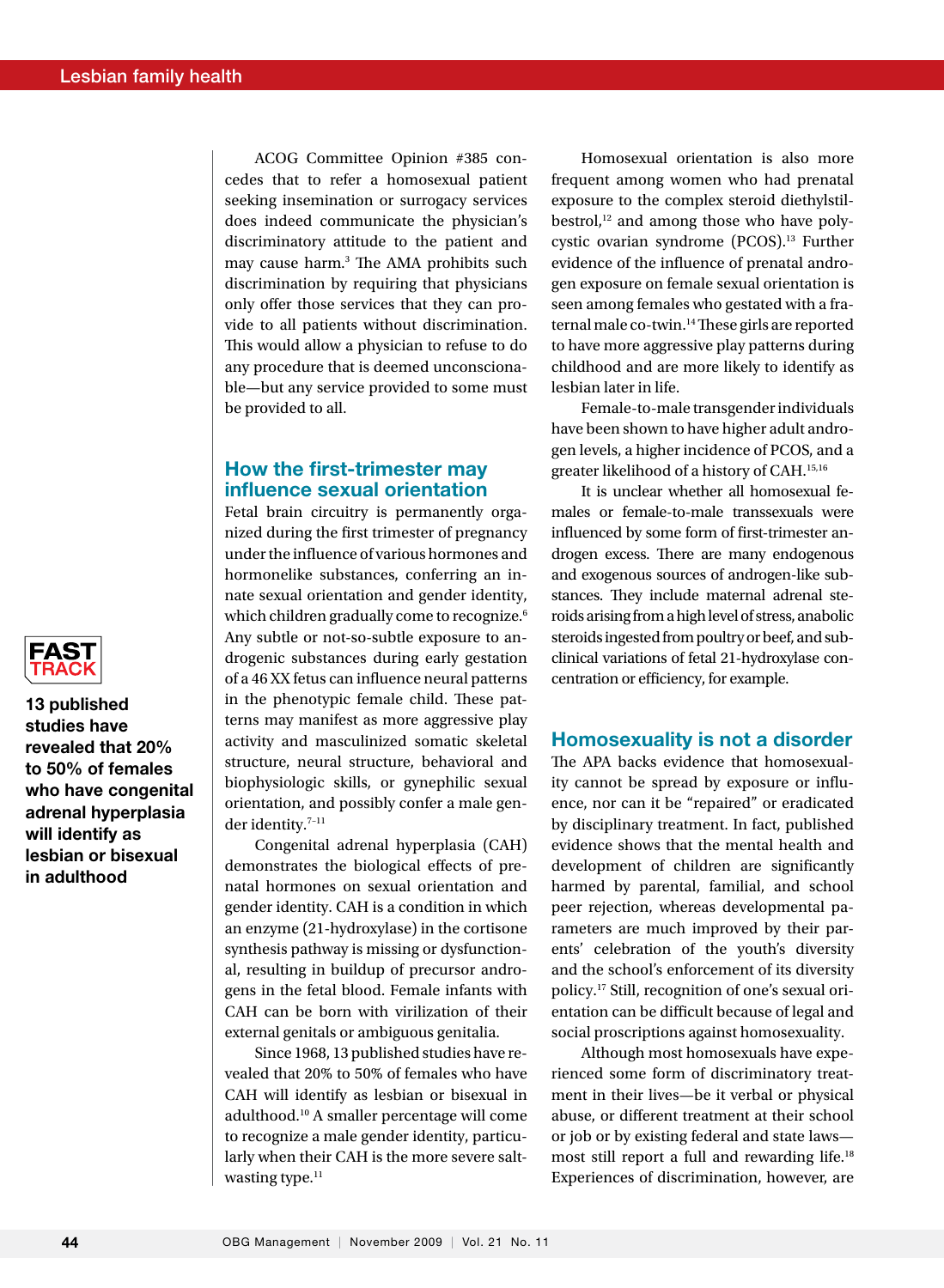ACOG Committee Opinion #385 concedes that to refer a homosexual patient seeking insemination or surrogacy services does indeed communicate the physician's discriminatory attitude to the patient and may cause harm.[3] The AMA prohibits such discrimination by requiring that physicians only offer those services that they can provide to all patients without discrimination. This would allow a physician to refuse to do any procedure that is deemed unconscionable—but any service provided to some must be provided to all.

## How the first-trimester may influence sexual orientation

Fetal brain circuitry is permanently organized during the first trimester of pregnancy under the influence of various hormones and hormonelike substances, conferring an innate sexual orientation and gender identity, which children gradually come to recognize.[6] Any subtle or not-so-subtle exposure to androgenic substances during early gestation of a 46 XX fetus can influence neural patterns in the phenotypic female child. These patterns may manifest as more aggressive play activity and masculinized somatic skeletal structure, neural structure, behavioral and biophysiologic skills, or gynephilic sexual orientation, and possibly confer a male gender identity.[7–11]

Congenital adrenal hyperplasia (CAH) demonstrates the biological effects of prenatal hormones on sexual orientation and gender identity. CAH is a condition in which an enzyme (21-hydroxylase) in the cortisone synthesis pathway is missing or dysfunctional, resulting in buildup of precursor androgens in the fetal blood. Female infants with CAH can be born with virilization of their external genitals or ambiguous genitalia.

Since 1968, 13 published studies have revealed that 20% to 50% of females who have CAH will identify as lesbian or bisexual in adulthood.[10] A smaller percentage will come to recognize a male gender identity, particularly when their CAH is the more severe salt-wasting type.[11]

**FAST TRACK**

**13 published studies have revealed that 20% to 50% of females who have congenital adrenal hyperplasia will identify as lesbian or bisexual in adulthood**

Homosexual orientation is also more frequent among women who had prenatal exposure to the complex steroid diethylstilbestrol,[12] and among those who have polycystic ovarian syndrome (PCOS).[13] Further evidence of the influence of prenatal androgen exposure on female sexual orientation is seen among females who gestated with a fraternal male co-twin.[14] These girls are reported to have more aggressive play patterns during childhood and are more likely to identify as lesbian later in life.

Female-to-male transgender individuals have been shown to have higher adult androgen levels, a higher incidence of PCOS, and a greater likelihood of a history of CAH.[15,16]

It is unclear whether all homosexual females or female-to-male transsexuals were influenced by some form of first-trimester androgen excess. There are many endogenous and exogenous sources of androgen-like substances. They include maternal adrenal steroids arising from a high level of stress, anabolic steroids ingested from poultry or beef, and subclinical variations of fetal 21-hydroxylase concentration or efficiency, for example.

## Homosexuality is not a disorder

The APA backs evidence that homosexuality cannot be spread by exposure or influence, nor can it be "repaired" or eradicated by disciplinary treatment. In fact, published evidence shows that the mental health and development of children are significantly harmed by parental, familial, and school peer rejection, whereas developmental parameters are much improved by their parents' celebration of the youth's diversity and the school's enforcement of its diversity policy.[17] Still, recognition of one's sexual orientation can be difficult because of legal and social proscriptions against homosexuality.

Although most homosexuals have experienced some form of discriminatory treatment in their lives—be it verbal or physical abuse, or different treatment at their school or job or by existing federal and state laws—most still report a full and rewarding life.[18] Experiences of discrimination, however, are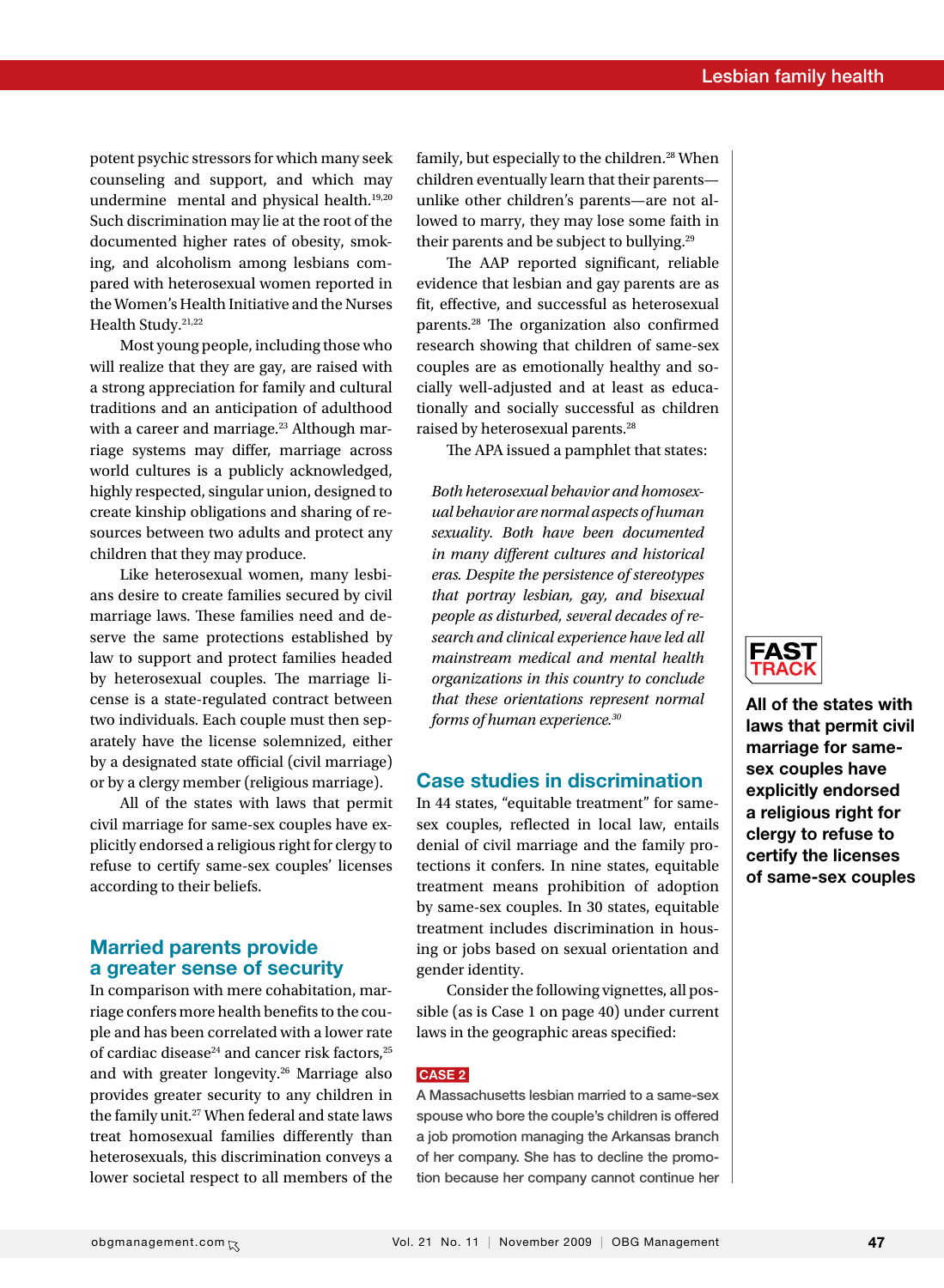potent psychic stressors for which many seek counseling and support, and which may undermine mental and physical health.[19,20] Such discrimination may lie at the root of the documented higher rates of obesity, smoking, and alcoholism among lesbians compared with heterosexual women reported in the Women's Health Initiative and the Nurses Health Study.[21,22]

Most young people, including those who will realize that they are gay, are raised with a strong appreciation for family and cultural traditions and an anticipation of adulthood with a career and marriage.[23] Although marriage systems may differ, marriage across world cultures is a publicly acknowledged, highly respected, singular union, designed to create kinship obligations and sharing of resources between two adults and protect any children that they may produce.

Like heterosexual women, many lesbians desire to create families secured by civil marriage laws. These families need and deserve the same protections established by law to support and protect families headed by heterosexual couples. The marriage license is a state-regulated contract between two individuals. Each couple must then separately have the license solemnized, either by a designated state official (civil marriage) or by a clergy member (religious marriage).

All of the states with laws that permit civil marriage for same-sex couples have explicitly endorsed a religious right for clergy to refuse to certify same-sex couples' licenses according to their beliefs.

## Married parents provide a greater sense of security

In comparison with mere cohabitation, marriage confers more health benefits to the couple and has been correlated with a lower rate of cardiac disease[24] and cancer risk factors,[25] and with greater longevity.[26] Marriage also provides greater security to any children in the family unit.[27] When federal and state laws treat homosexual families differently than heterosexuals, this discrimination conveys a lower societal respect to all members of the family, but especially to the children.[28] When children eventually learn that their parents—unlike other children's parents—are not allowed to marry, they may lose some faith in their parents and be subject to bullying.[29]

The AAP reported significant, reliable evidence that lesbian and gay parents are as fit, effective, and successful as heterosexual parents.[28] The organization also confirmed research showing that children of same-sex couples are as emotionally healthy and socially well-adjusted and at least as educationally and socially successful as children raised by heterosexual parents.[28]

The APA issued a pamphlet that states:

> *Both heterosexual behavior and homosexual behavior are normal aspects of human sexuality. Both have been documented in many different cultures and historical eras. Despite the persistence of stereotypes that portray lesbian, gay, and bisexual people as disturbed, several decades of research and clinical experience have led all mainstream medical and mental health organizations in this country to conclude that these orientations represent normal forms of human experience.*[30]

**FAST TRACK**

**All of the states with laws that permit civil marriage for same-sex couples have explicitly endorsed a religious right for clergy to refuse to certify the licenses of same-sex couples**

## Case studies in discrimination

In 44 states, "equitable treatment" for same-sex couples, reflected in local law, entails denial of civil marriage and the family protections it confers. In nine states, equitable treatment means prohibition of adoption by same-sex couples. In 30 states, equitable treatment includes discrimination in housing or jobs based on sexual orientation and gender identity.

Consider the following vignettes, all possible (as is Case 1 on page 40) under current laws in the geographic areas specified:

**CASE 2**

A Massachusetts lesbian married to a same-sex spouse who bore the couple's children is offered a job promotion managing the Arkansas branch of her company. She has to decline the promotion because her company cannot continue her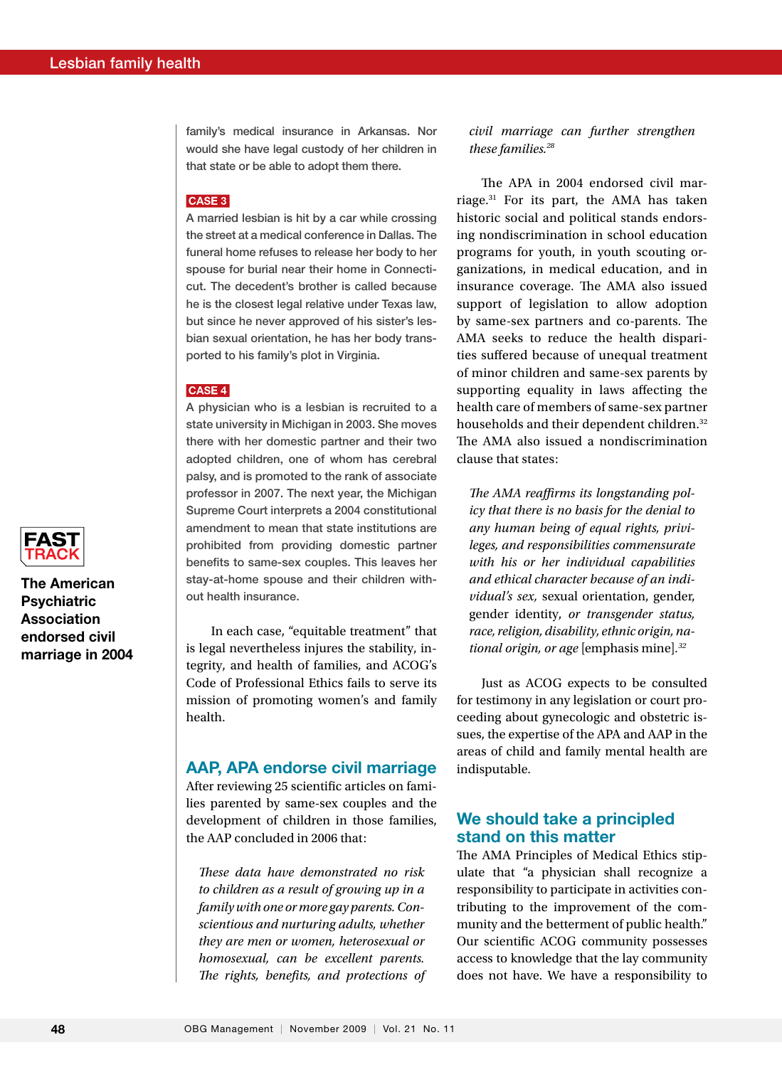family's medical insurance in Arkansas. Nor would she have legal custody of her children in that state or be able to adopt them there.

**CASE 3**

A married lesbian is hit by a car while crossing the street at a medical conference in Dallas. The funeral home refuses to release her body to her spouse for burial near their home in Connecticut. The decedent's brother is called because he is the closest legal relative under Texas law, but since he never approved of his sister's lesbian sexual orientation, he has her body transported to his family's plot in Virginia.

**CASE 4**

A physician who is a lesbian is recruited to a state university in Michigan in 2003. She moves there with her domestic partner and their two adopted children, one of whom has cerebral palsy, and is promoted to the rank of associate professor in 2007. The next year, the Michigan Supreme Court interprets a 2004 constitutional amendment to mean that state institutions are prohibited from providing domestic partner benefits to same-sex couples. This leaves her stay-at-home spouse and their children without health insurance.

In each case, "equitable treatment" that is legal nevertheless injures the stability, integrity, and health of families, and ACOG's Code of Professional Ethics fails to serve its mission of promoting women's and family health.

## AAP, APA endorse civil marriage

After reviewing 25 scientific articles on families parented by same-sex couples and the development of children in those families, the AAP concluded in 2006 that:

> *These data have demonstrated no risk to children as a result of growing up in a family with one or more gay parents. Conscientious and nurturing adults, whether they are men or women, heterosexual or homosexual, can be excellent parents. The rights, benefits, and protections of civil marriage can further strengthen these families.*[28]

**FAST TRACK**

**The American Psychiatric Association endorsed civil marriage in 2004**

The APA in 2004 endorsed civil marriage.[31] For its part, the AMA has taken historic social and political stands endorsing nondiscrimination in school education programs for youth, in youth scouting organizations, in medical education, and in insurance coverage. The AMA also issued support of legislation to allow adoption by same-sex partners and co-parents. The AMA seeks to reduce the health disparities suffered because of unequal treatment of minor children and same-sex parents by supporting equality in laws affecting the health care of members of same-sex partner households and their dependent children.[32] The AMA also issued a nondiscrimination clause that states:

> *The AMA reaffirms its longstanding policy that there is no basis for the denial to any human being of equal rights, privileges, and responsibilities commensurate with his or her individual capabilities and ethical character because of an individual's sex,* sexual orientation, gender, gender identity, *or transgender status, race, religion, disability, ethnic origin, national origin, or age* [emphasis mine].[32]

Just as ACOG expects to be consulted for testimony in any legislation or court proceeding about gynecologic and obstetric issues, the expertise of the APA and AAP in the areas of child and family mental health are indisputable.

## We should take a principled stand on this matter

The AMA Principles of Medical Ethics stipulate that "a physician shall recognize a responsibility to participate in activities contributing to the improvement of the community and the betterment of public health." Our scientific ACOG community possesses access to knowledge that the lay community does not have. We have a responsibility to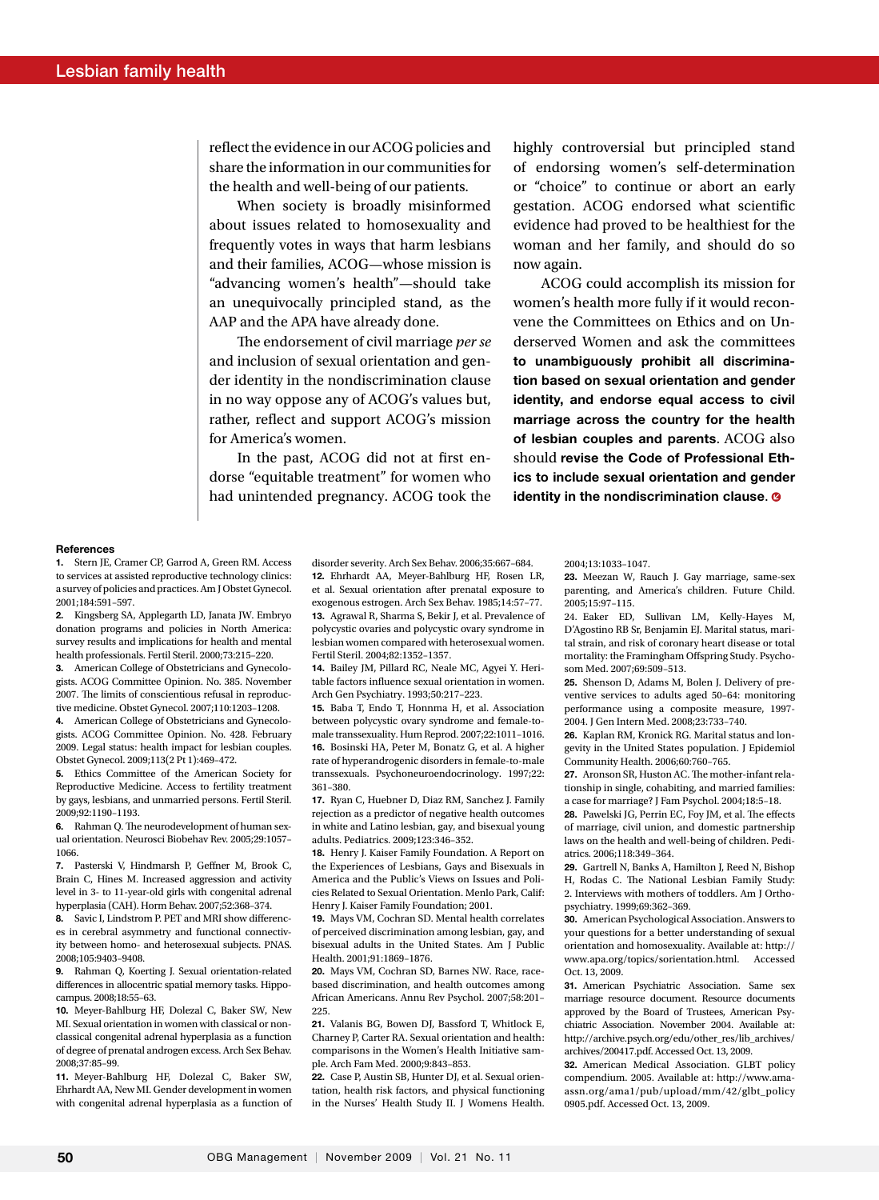reflect the evidence in our ACOG policies and share the information in our communities for the health and well-being of our patients.

When society is broadly misinformed about issues related to homosexuality and frequently votes in ways that harm lesbians and their families, ACOG—whose mission is "advancing women's health"—should take an unequivocally principled stand, as the AAP and the APA have already done.

The endorsement of civil marriage *per se* and inclusion of sexual orientation and gender identity in the nondiscrimination clause in no way oppose any of ACOG's values but, rather, reflect and support ACOG's mission for America's women.

In the past, ACOG did not at first endorse "equitable treatment" for women who had unintended pregnancy. ACOG took the highly controversial but principled stand of endorsing women's self-determination or "choice" to continue or abort an early gestation. ACOG endorsed what scientific evidence had proved to be healthiest for the woman and her family, and should do so now again.

ACOG could accomplish its mission for women's health more fully if it would reconvene the Committees on Ethics and on Underserved Women and ask the committees **to unambiguously prohibit all discrimination based on sexual orientation and gender identity, and endorse equal access to civil marriage across the country for the health of lesbian couples and parents**. ACOG also should **revise the Code of Professional Ethics to include sexual orientation and gender identity in the nondiscrimination clause.**

#### References

1. Stern JE, Cramer CP, Garrod A, Green RM. Access to services at assisted reproductive technology clinics: a survey of policies and practices. Am J Obstet Gynecol. 2001;184:591–597.
2. Kingsberg SA, Applegarth LD, Janata JW. Embryo donation programs and policies in North America: survey results and implications for health and mental health professionals. Fertil Steril. 2000;73:215–220.
3. American College of Obstetricians and Gynecologists. ACOG Committee Opinion. No. 385. November 2007. The limits of conscientious refusal in reproductive medicine. Obstet Gynecol. 2007;110:1203–1208.
4. American College of Obstetricians and Gynecologists. ACOG Committee Opinion. No. 428. February 2009. Legal status: health impact for lesbian couples. Obstet Gynecol. 2009;113(2 Pt 1):469–472.
5. Ethics Committee of the American Society for Reproductive Medicine. Access to fertility treatment by gays, lesbians, and unmarried persons. Fertil Steril. 2009;92:1190–1193.
6. Rahman Q. The neurodevelopment of human sexual orientation. Neurosci Biobehav Rev. 2005;29:1057–1066.
7. Pasterski V, Hindmarsh P, Geffner M, Brook C, Brain C, Hines M. Increased aggression and activity level in 3- to 11-year-old girls with congenital adrenal hyperplasia (CAH). Horm Behav. 2007;52:368–374.
8. Savic I, Lindstrom P. PET and MRI show differences in cerebral asymmetry and functional connectivity between homo- and heterosexual subjects. PNAS. 2008;105:9403–9408.
9. Rahman Q, Koerting J. Sexual orientation-related differences in allocentric spatial memory tasks. Hippocampus. 2008;18:55–63.
10. Meyer-Bahlburg HF, Dolezal C, Baker SW, New MI. Sexual orientation in women with classical or non-classical congenital adrenal hyperplasia as a function of degree of prenatal androgen excess. Arch Sex Behav. 2008;37:85–99.
11. Meyer-Bahlburg HF, Dolezal C, Baker SW, Ehrhardt AA, New MI. Gender development in women with congenital adrenal hyperplasia as a function of disorder severity. Arch Sex Behav. 2006;35:667–684.
12. Ehrhardt AA, Meyer-Bahlburg HF, Rosen LR, et al. Sexual orientation after prenatal exposure to exogenous estrogen. Arch Sex Behav. 1985;14:57–77.
13. Agrawal R, Sharma S, Bekir J, et al. Prevalence of polycystic ovaries and polycystic ovary syndrome in lesbian women compared with heterosexual women. Fertil Steril. 2004;82:1352–1357.
14. Bailey JM, Pillard RC, Neale MC, Agyei Y. Heritable factors influence sexual orientation in women. Arch Gen Psychiatry. 1993;50:217–223.
15. Baba T, Endo T, Honnma H, et al. Association between polycystic ovary syndrome and female-to-male transsexuality. Hum Reprod. 2007;22:1011–1016.
16. Bosinski HA, Peter M, Bonatz G, et al. A higher rate of hyperandrogenic disorders in female-to-male transsexuals. Psychoneuroendocrinology. 1997;22:361–380.
17. Ryan C, Huebner D, Diaz RM, Sanchez J. Family rejection as a predictor of negative health outcomes in white and Latino lesbian, gay, and bisexual young adults. Pediatrics. 2009;123:346–352.
18. Henry J. Kaiser Family Foundation. A Report on the Experiences of Lesbians, Gays and Bisexuals in America and the Public's Views on Issues and Policies Related to Sexual Orientation. Menlo Park, Calif: Henry J. Kaiser Family Foundation; 2001.
19. Mays VM, Cochran SD. Mental health correlates of perceived discrimination among lesbian, gay, and bisexual adults in the United States. Am J Public Health. 2001;91:1869–1876.
20. Mays VM, Cochran SD, Barnes NW. Race, race-based discrimination, and health outcomes among African Americans. Annu Rev Psychol. 2007;58:201–225.
21. Valanis BG, Bowen DJ, Bassford T, Whitlock E, Charney P, Carter RA. Sexual orientation and health: comparisons in the Women's Health Initiative sample. Arch Fam Med. 2000;9:843–853.
22. Case P, Austin SB, Hunter DJ, et al. Sexual orientation, health risk factors, and physical functioning in the Nurses' Health Study II. J Womens Health. 2004;13:1033–1047.
23. Meezan W, Rauch J. Gay marriage, same-sex parenting, and America's children. Future Child. 2005;15:97–115.
24. Eaker ED, Sullivan LM, Kelly-Hayes M, D'Agostino RB Sr, Benjamin EJ. Marital status, marital strain, and risk of coronary heart disease or total mortality: the Framingham Offspring Study. Psychosom Med. 2007;69:509–513.
25. Shenson D, Adams M, Bolen J. Delivery of preventive services to adults aged 50–64: monitoring performance using a composite measure, 1997-2004. J Gen Intern Med. 2008;23:733–740.
26. Kaplan RM, Kronick RG. Marital status and longevity in the United States population. J Epidemiol Community Health. 2006;60:760–765.
27. Aronson SR, Huston AC. The mother-infant relationship in single, cohabiting, and married families: a case for marriage? J Fam Psychol. 2004;18:5–18.
28. Pawelski JG, Perrin EC, Foy JM, et al. The effects of marriage, civil union, and domestic partnership laws on the health and well-being of children. Pediatrics. 2006;118:349–364.
29. Gartrell N, Banks A, Hamilton J, Reed N, Bishop H, Rodas C. The National Lesbian Family Study: 2. Interviews with mothers of toddlers. Am J Orthopsychiatry. 1999;69:362–369.
30. American Psychological Association. Answers to your questions for a better understanding of sexual orientation and homosexuality. Available at: http://www.apa.org/topics/sorientation.html. Accessed Oct. 13, 2009.
31. American Psychiatric Association. Same sex marriage resource document. Resource documents approved by the Board of Trustees, American Psychiatric Association. November 2004. Available at: http://archive.psych.org/edu/other_res/lib_archives/archives/200417.pdf. Accessed Oct. 13, 2009.
32. American Medical Association. GLBT policy compendium. 2005. Available at: http://www.ama-assn.org/ama1/pub/upload/mm/42/glbt_policy0905.pdf. Accessed Oct. 13, 2009.